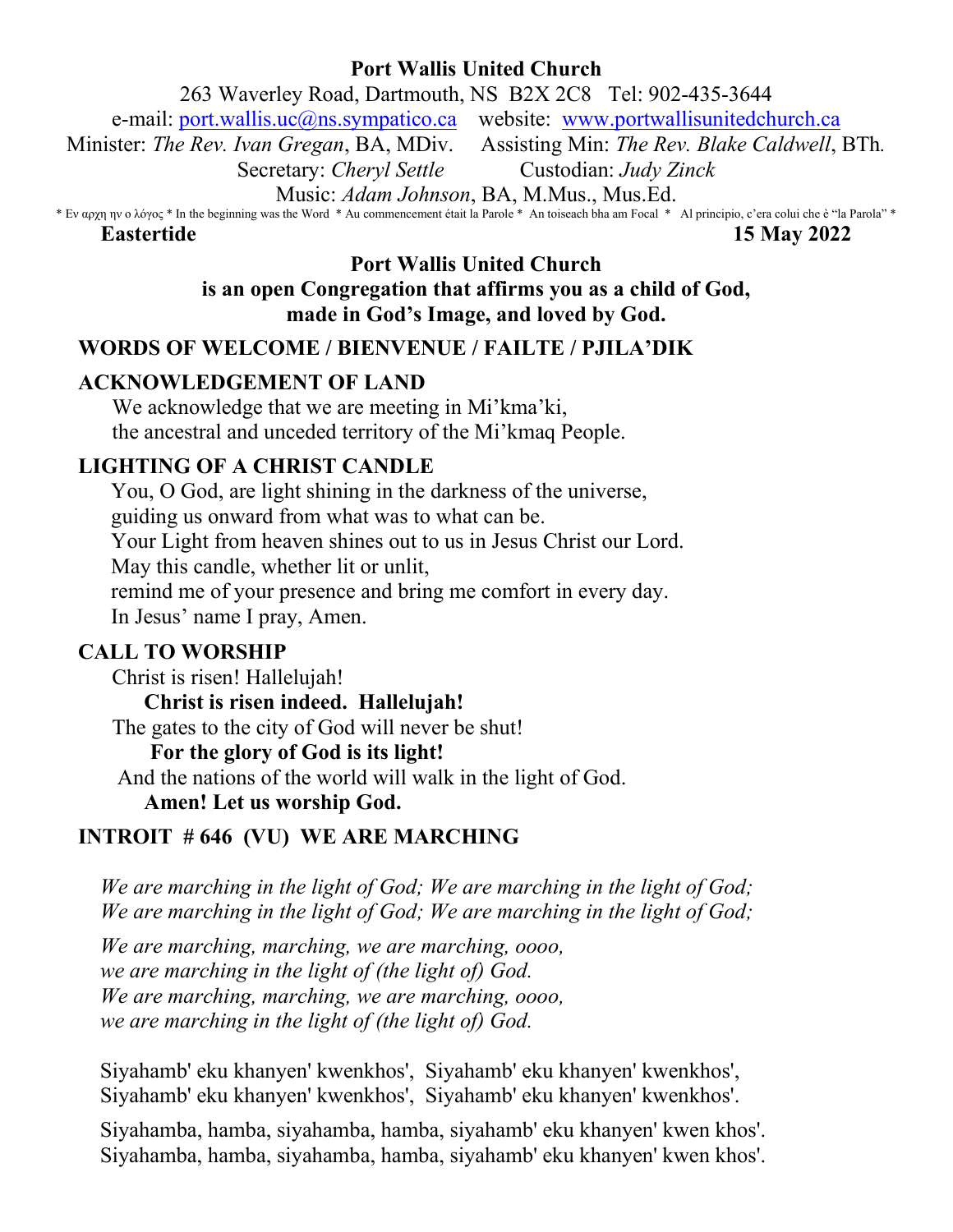**Port Wallis United Church**

263 Waverley Road, Dartmouth, NS B2X 2C8 Tel: 902-435-3644

e-mail: port.wallis.uc@ns.sympatico.ca website: www.portwallisunitedchurch.ca

Minister: *The Rev. Ivan Gregan*, BA, MDiv. Assisting Min: *The Rev. Blake Caldwell*, BTh.

Secretary: *Cheryl Settle* Custodian: *Judy Zinck*

Music: *Adam Johnson*, BA, M.Mus., Mus.Ed.

\* Εν αρχη ην ο λόγος * In the beginning was the Word * Au commencement était la Parole * An toiseach bha am Focal * Al principio, c'era colui che è "la Parola" *

**Eastertide** **15 May 2022**

**Port Wallis United Church is an open Congregation that affirms you as a child of God, made in God's Image, and loved by God.**

## WORDS OF WELCOME / BIENVENUE / FAILTE / PJILA'DIK

## ACKNOWLEDGEMENT OF LAND

We acknowledge that we are meeting in Mi'kma'ki,
the ancestral and unceded territory of the Mi'kmaq People.

## LIGHTING OF A CHRIST CANDLE

You, O God, are light shining in the darkness of the universe,
guiding us onward from what was to what can be.
Your Light from heaven shines out to us in Jesus Christ our Lord.
May this candle, whether lit or unlit,
remind me of your presence and bring me comfort in every day.
In Jesus' name I pray, Amen.

## CALL TO WORSHIP

Christ is risen! Hallelujah!
**Christ is risen indeed. Hallelujah!**
The gates to the city of God will never be shut!
**For the glory of God is its light!**
And the nations of the world will walk in the light of God.
**Amen! Let us worship God.**

## INTROIT # 646 (VU) WE ARE MARCHING

*We are marching in the light of God; We are marching in the light of God;*
*We are marching in the light of God; We are marching in the light of God;*

*We are marching, marching, we are marching, oooo,*
*we are marching in the light of (the light of) God.*
*We are marching, marching, we are marching, oooo,*
*we are marching in the light of (the light of) God.*

Siyahamb' eku khanyen' kwenkhos', Siyahamb' eku khanyen' kwenkhos',
Siyahamb' eku khanyen' kwenkhos', Siyahamb' eku khanyen' kwenkhos'.

Siyahamba, hamba, siyahamba, hamba, siyahamb' eku khanyen' kwen khos'.
Siyahamba, hamba, siyahamba, hamba, siyahamb' eku khanyen' kwen khos'.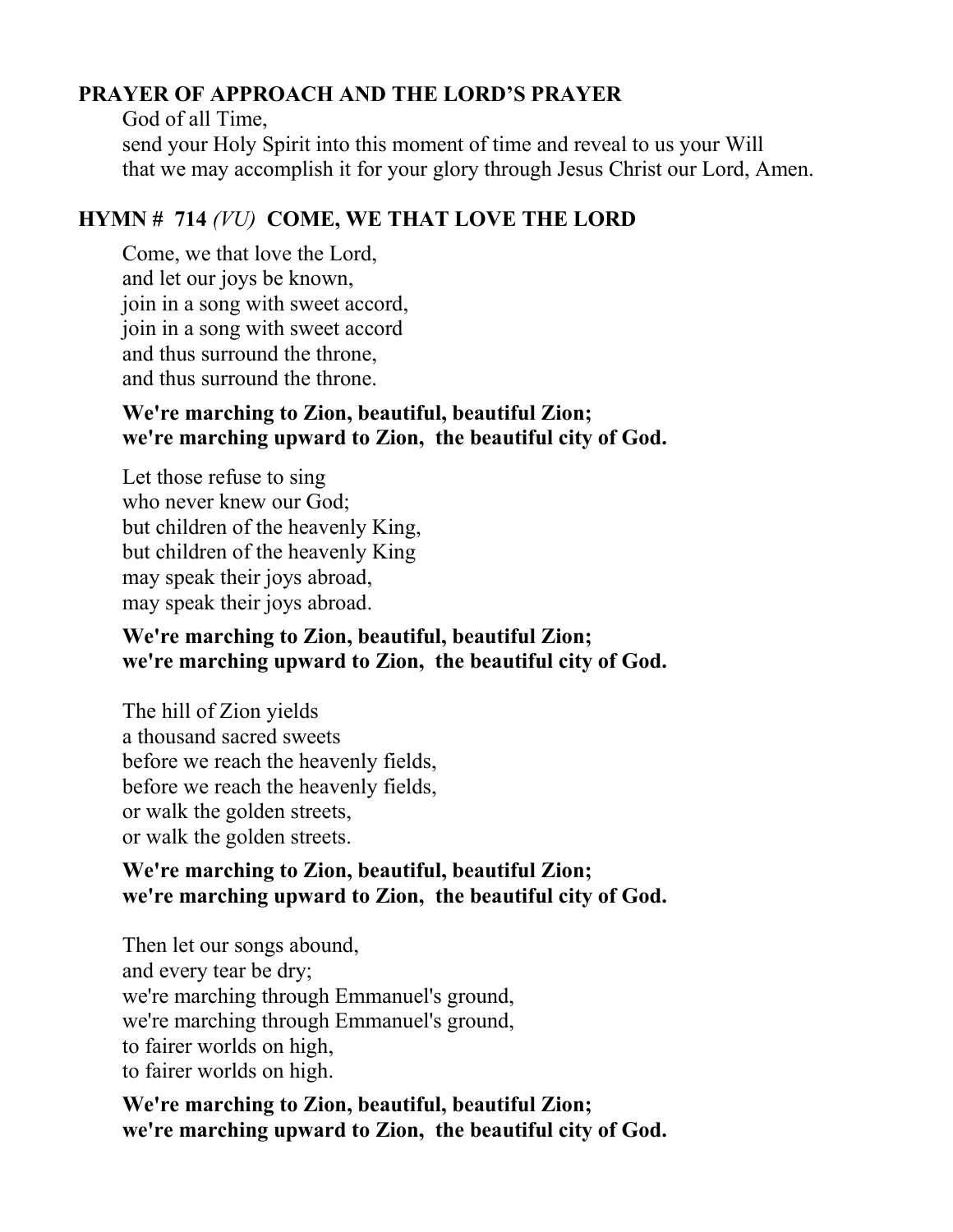**PRAYER OF APPROACH AND THE LORD'S PRAYER**

God of all Time,
send your Holy Spirit into this moment of time and reveal to us your Will
that we may accomplish it for your glory through Jesus Christ our Lord, Amen.

**HYMN # 714** *(VU)* **COME, WE THAT LOVE THE LORD**

Come, we that love the Lord,
and let our joys be known,
join in a song with sweet accord,
join in a song with sweet accord
and thus surround the throne,
and thus surround the throne.

**We're marching to Zion, beautiful, beautiful Zion;**
**we're marching upward to Zion, the beautiful city of God.**

Let those refuse to sing
who never knew our God;
but children of the heavenly King,
but children of the heavenly King
may speak their joys abroad,
may speak their joys abroad.

**We're marching to Zion, beautiful, beautiful Zion;**
**we're marching upward to Zion, the beautiful city of God.**

The hill of Zion yields
a thousand sacred sweets
before we reach the heavenly fields,
before we reach the heavenly fields,
or walk the golden streets,
or walk the golden streets.

**We're marching to Zion, beautiful, beautiful Zion;**
**we're marching upward to Zion, the beautiful city of God.**

Then let our songs abound,
and every tear be dry;
we're marching through Emmanuel's ground,
we're marching through Emmanuel's ground,
to fairer worlds on high,
to fairer worlds on high.

**We're marching to Zion, beautiful, beautiful Zion;**
**we're marching upward to Zion, the beautiful city of God.**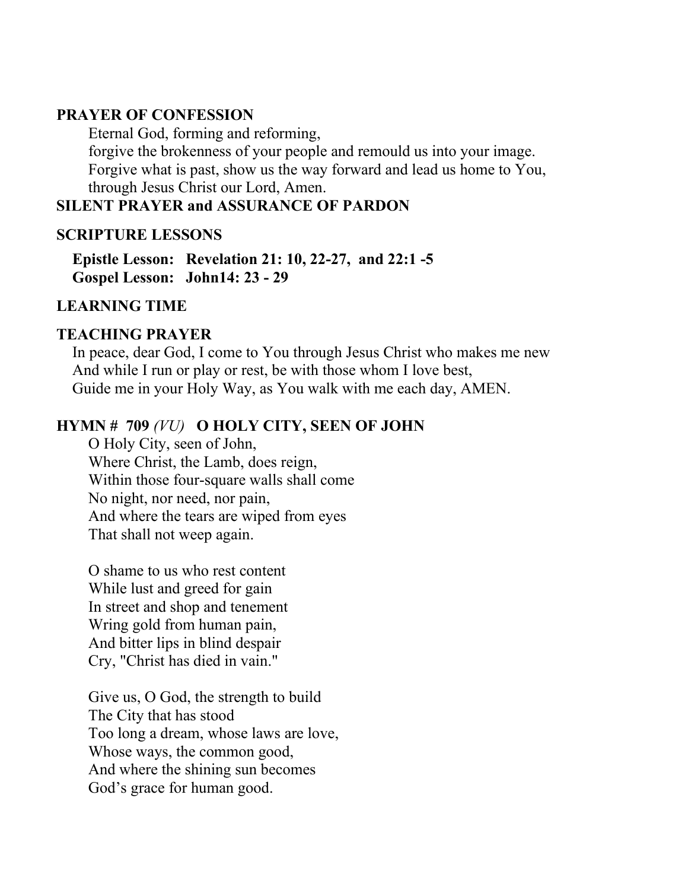**PRAYER OF CONFESSION**

Eternal God, forming and reforming,
forgive the brokenness of your people and remould us into your image.
Forgive what is past, show us the way forward and lead us home to You,
through Jesus Christ our Lord, Amen.

**SILENT PRAYER and ASSURANCE OF PARDON**

**SCRIPTURE LESSONS**

**Epistle Lesson: Revelation 21: 10, 22-27, and 22:1 -5**
**Gospel Lesson: John14: 23 - 29**

**LEARNING TIME**

**TEACHING PRAYER**

In peace, dear God, I come to You through Jesus Christ who makes me new
And while I run or play or rest, be with those whom I love best,
Guide me in your Holy Way, as You walk with me each day, AMEN.

**HYMN # 709** *(VU)* **O HOLY CITY, SEEN OF JOHN**

O Holy City, seen of John,
Where Christ, the Lamb, does reign,
Within those four-square walls shall come
No night, nor need, nor pain,
And where the tears are wiped from eyes
That shall not weep again.

O shame to us who rest content
While lust and greed for gain
In street and shop and tenement
Wring gold from human pain,
And bitter lips in blind despair
Cry, "Christ has died in vain."

Give us, O God, the strength to build
The City that has stood
Too long a dream, whose laws are love,
Whose ways, the common good,
And where the shining sun becomes
God's grace for human good.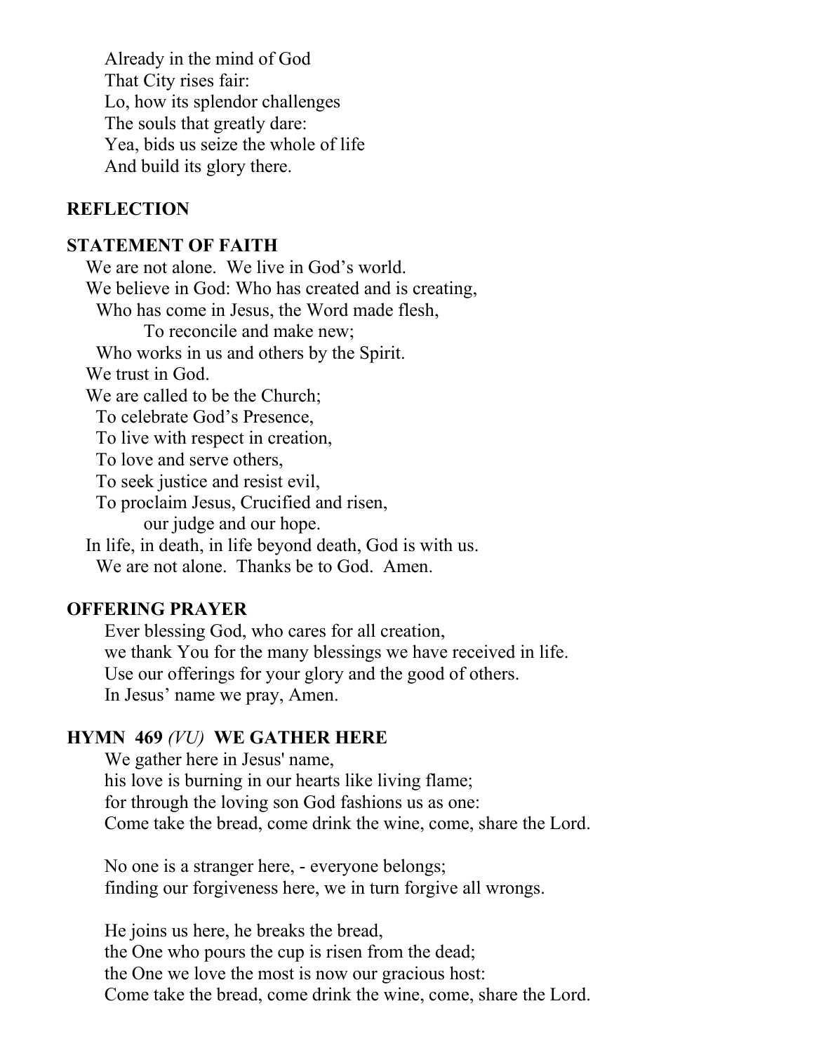Already in the mind of God
That City rises fair:
Lo, how its splendor challenges
The souls that greatly dare:
Yea, bids us seize the whole of life
And build its glory there.

**REFLECTION**

**STATEMENT OF FAITH**

We are not alone. We live in God's world.
We believe in God: Who has created and is creating,
Who has come in Jesus, the Word made flesh,
To reconcile and make new;
Who works in us and others by the Spirit.
We trust in God.
We are called to be the Church;
To celebrate God's Presence,
To live with respect in creation,
To love and serve others,
To seek justice and resist evil,
To proclaim Jesus, Crucified and risen,
our judge and our hope.
In life, in death, in life beyond death, God is with us.
We are not alone. Thanks be to God. Amen.

**OFFERING PRAYER**

Ever blessing God, who cares for all creation,
we thank You for the many blessings we have received in life.
Use our offerings for your glory and the good of others.
In Jesus' name we pray, Amen.

**HYMN 469** *(VU)* **WE GATHER HERE**

We gather here in Jesus' name,
his love is burning in our hearts like living flame;
for through the loving son God fashions us as one:
Come take the bread, come drink the wine, come, share the Lord.

No one is a stranger here, - everyone belongs;
finding our forgiveness here, we in turn forgive all wrongs.

He joins us here, he breaks the bread,
the One who pours the cup is risen from the dead;
the One we love the most is now our gracious host:
Come take the bread, come drink the wine, come, share the Lord.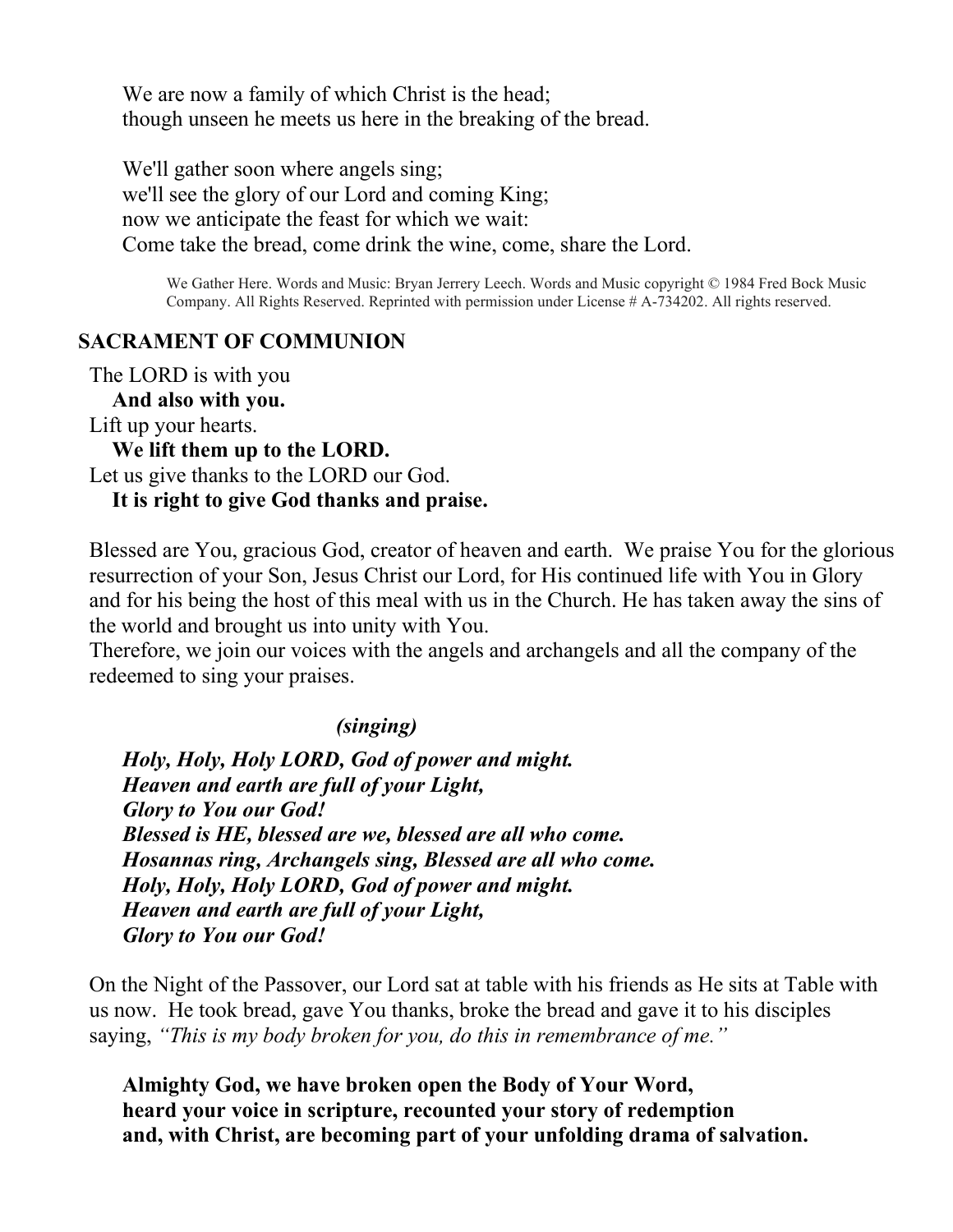We are now a family of which Christ is the head;
though unseen he meets us here in the breaking of the bread.

We'll gather soon where angels sing;
we'll see the glory of our Lord and coming King;
now we anticipate the feast for which we wait:
Come take the bread, come drink the wine, come, share the Lord.

We Gather Here. Words and Music: Bryan Jerrery Leech. Words and Music copyright © 1984 Fred Bock Music Company. All Rights Reserved. Reprinted with permission under License # A-734202. All rights reserved.

## SACRAMENT OF COMMUNION

The LORD is with you
**And also with you.**
Lift up your hearts.
**We lift them up to the LORD.**
Let us give thanks to the LORD our God.
**It is right to give God thanks and praise.**

Blessed are You, gracious God, creator of heaven and earth. We praise You for the glorious resurrection of your Son, Jesus Christ our Lord, for His continued life with You in Glory and for his being the host of this meal with us in the Church. He has taken away the sins of the world and brought us into unity with You.
Therefore, we join our voices with the angels and archangels and all the company of the redeemed to sing your praises.

*(singing)*

***Holy, Holy, Holy LORD, God of power and might.***
***Heaven and earth are full of your Light,***
***Glory to You our God!***
***Blessed is HE, blessed are we, blessed are all who come.***
***Hosannas ring, Archangels sing, Blessed are all who come.***
***Holy, Holy, Holy LORD, God of power and might.***
***Heaven and earth are full of your Light,***
***Glory to You our God!***

On the Night of the Passover, our Lord sat at table with his friends as He sits at Table with us now. He took bread, gave You thanks, broke the bread and gave it to his disciples saying, *"This is my body broken for you, do this in remembrance of me."*

**Almighty God, we have broken open the Body of Your Word,**
**heard your voice in scripture, recounted your story of redemption**
**and, with Christ, are becoming part of your unfolding drama of salvation.**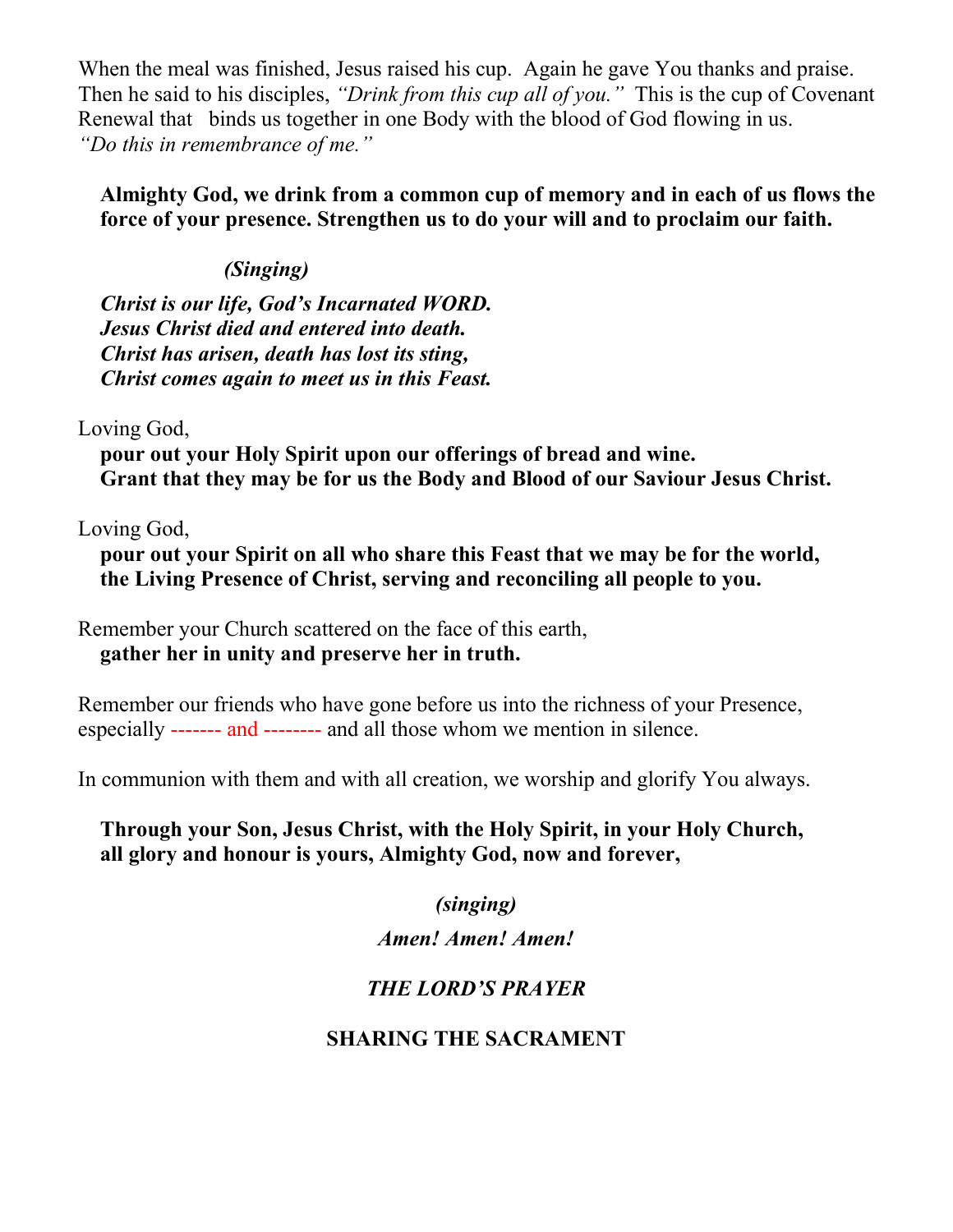When the meal was finished, Jesus raised his cup. Again he gave You thanks and praise. Then he said to his disciples, *"Drink from this cup all of you."* This is the cup of Covenant Renewal that binds us together in one Body with the blood of God flowing in us. *"Do this in remembrance of me."*

**Almighty God, we drink from a common cup of memory and in each of us flows the force of your presence. Strengthen us to do your will and to proclaim our faith.**

***(Singing)***

***Christ is our life, God's Incarnated WORD.***
***Jesus Christ died and entered into death.***
***Christ has arisen, death has lost its sting,***
***Christ comes again to meet us in this Feast.***

Loving God,
**pour out your Holy Spirit upon our offerings of bread and wine.**
**Grant that they may be for us the Body and Blood of our Saviour Jesus Christ.**

Loving God,
**pour out your Spirit on all who share this Feast that we may be for the world, the Living Presence of Christ, serving and reconciling all people to you.**

Remember your Church scattered on the face of this earth,
**gather her in unity and preserve her in truth.**

Remember our friends who have gone before us into the richness of your Presence, especially ------- and -------- and all those whom we mention in silence.

In communion with them and with all creation, we worship and glorify You always.

**Through your Son, Jesus Christ, with the Holy Spirit, in your Holy Church, all glory and honour is yours, Almighty God, now and forever,**

***(singing)***

***Amen! Amen! Amen!***

***THE LORD'S PRAYER***

**SHARING THE SACRAMENT**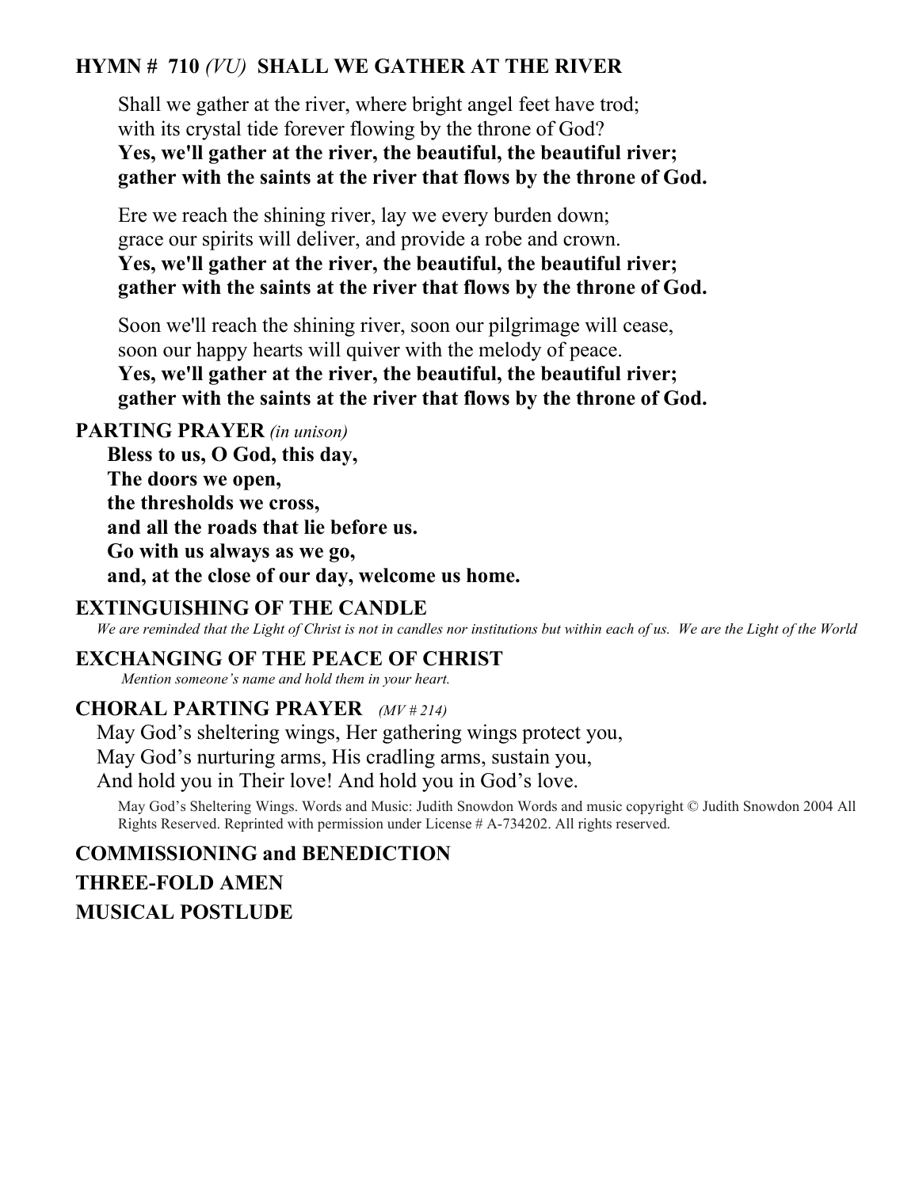**HYMN # 710** *(VU)* **SHALL WE GATHER AT THE RIVER**

Shall we gather at the river, where bright angel feet have trod;
with its crystal tide forever flowing by the throne of God?
**Yes, we'll gather at the river, the beautiful, the beautiful river;**
**gather with the saints at the river that flows by the throne of God.**

Ere we reach the shining river, lay we every burden down;
grace our spirits will deliver, and provide a robe and crown.
**Yes, we'll gather at the river, the beautiful, the beautiful river;**
**gather with the saints at the river that flows by the throne of God.**

Soon we'll reach the shining river, soon our pilgrimage will cease,
soon our happy hearts will quiver with the melody of peace.
**Yes, we'll gather at the river, the beautiful, the beautiful river;**
**gather with the saints at the river that flows by the throne of God.**

**PARTING PRAYER** *(in unison)*

**Bless to us, O God, this day,**
**The doors we open,**
**the thresholds we cross,**
**and all the roads that lie before us.**
**Go with us always as we go,**
**and, at the close of our day, welcome us home.**

**EXTINGUISHING OF THE CANDLE**

*We are reminded that the Light of Christ is not in candles nor institutions but within each of us. We are the Light of the World*

**EXCHANGING OF THE PEACE OF CHRIST**

*Mention someone's name and hold them in your heart.*

**CHORAL PARTING PRAYER** *(MV # 214)*

May God's sheltering wings, Her gathering wings protect you,
May God's nurturing arms, His cradling arms, sustain you,
And hold you in Their love! And hold you in God's love.

May God's Sheltering Wings. Words and Music: Judith Snowdon Words and music copyright © Judith Snowdon 2004 All Rights Reserved. Reprinted with permission under License # A-734202. All rights reserved.

**COMMISSIONING and BENEDICTION**

**THREE-FOLD AMEN**

**MUSICAL POSTLUDE**